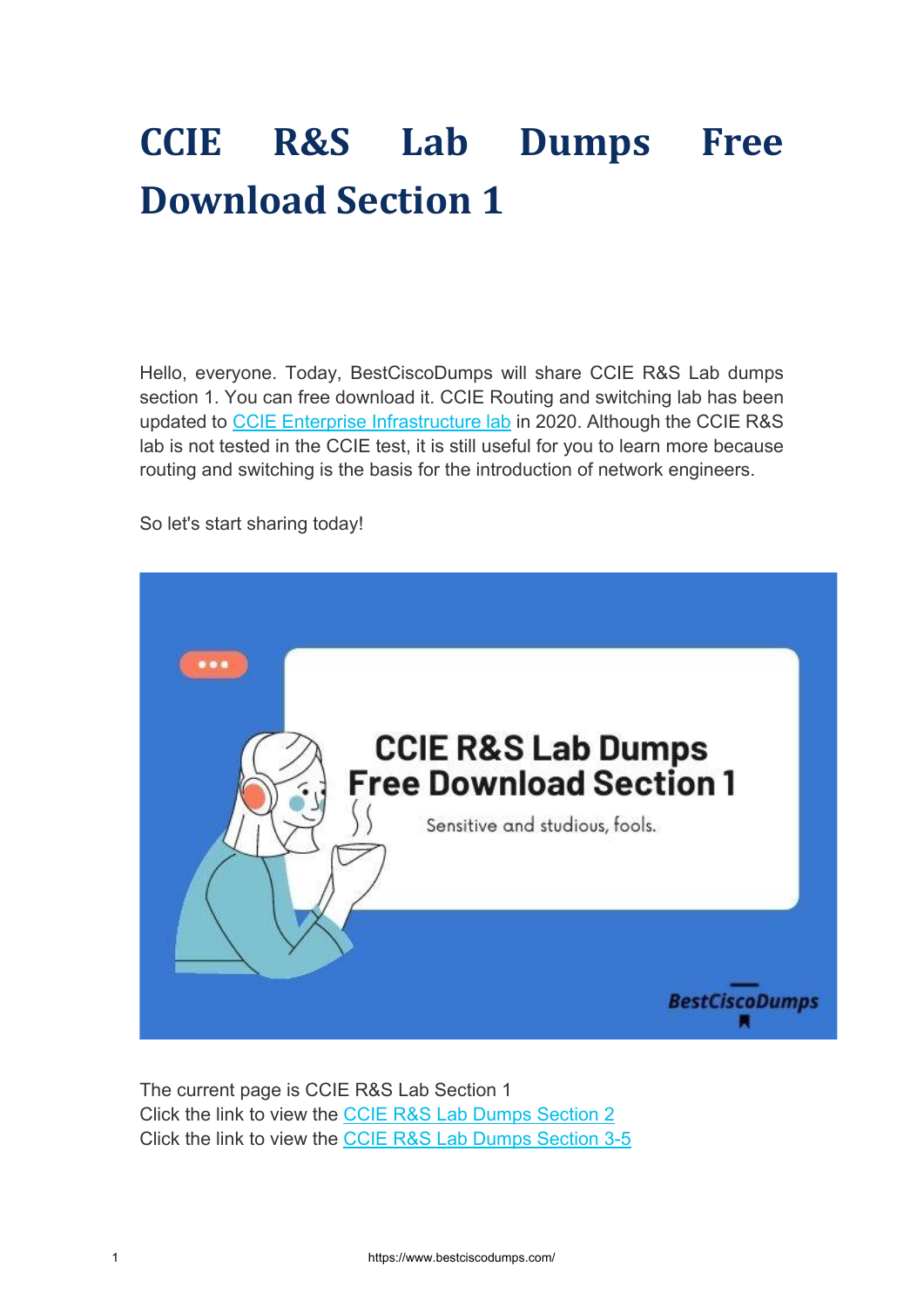# CCIE R&S Lab Dumps Free Download Section 1

Hello, everyone. Today, BestCiscoDumps will share CCIE R&S Lab dumps section 1. You can free download it. CCIE Routing and switching lab has been updated to [CCIE Enterprise Infrastructure lab]() in 2020. Although the CCIE R&S lab is not tested in the CCIE test, it is still useful for you to learn more because routing and switching is the basis for the introduction of network engineers.

So let's start sharing today!

The current page is CCIE R&S Lab Section 1
Click the link to view the [CCIE R&S Lab Dumps Section 2]()
Click the link to view the [CCIE R&S Lab Dumps Section 3-5]()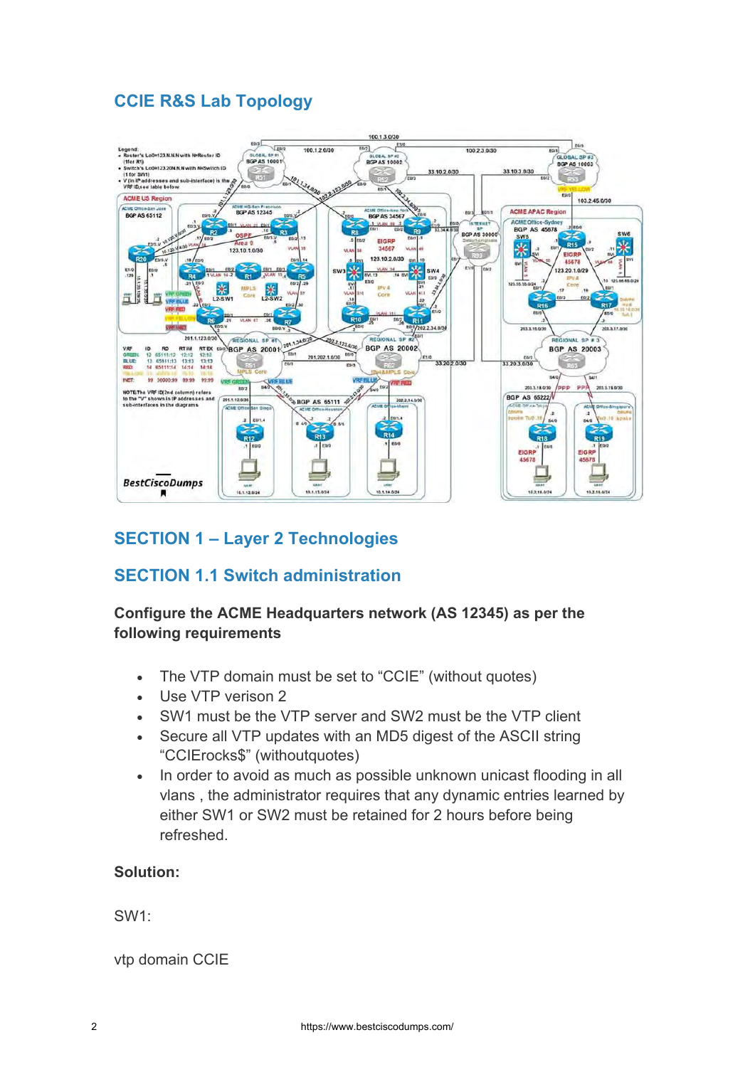# CCIE R&S Lab Topology

## SECTION 1 – Layer 2 Technologies

## SECTION 1.1 Switch administration

**Configure the ACME Headquarters network (AS 12345) as per the following requirements**

- The VTP domain must be set to "CCIE" (without quotes)
- Use VTP verison 2
- SW1 must be the VTP server and SW2 must be the VTP client
- Secure all VTP updates with an MD5 digest of the ASCII string "CCIErocks$" (withoutquotes)
- In order to avoid as much as possible unknown unicast flooding in all vlans , the administrator requires that any dynamic entries learned by either SW1 or SW2 must be retained for 2 hours before being refreshed.

**Solution:**

SW1:

vtp domain CCIE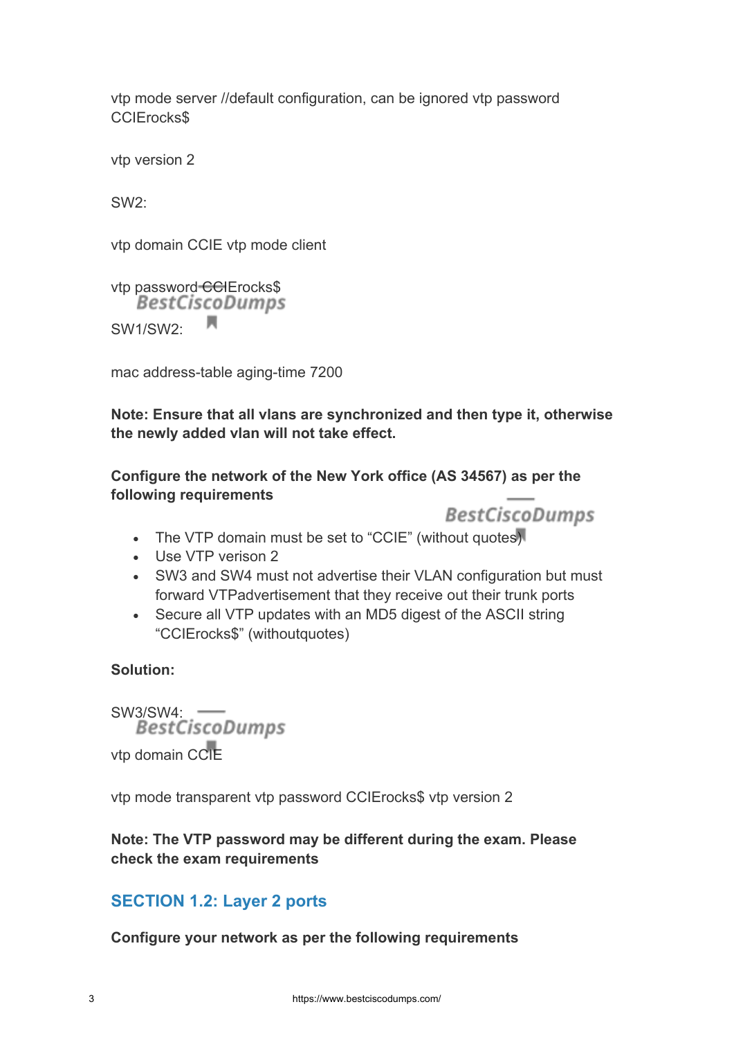vtp mode server //default configuration, can be ignored vtp password CCIErocks$

vtp version 2

SW2:

vtp domain CCIE vtp mode client

vtp password CCIErocks$

SW1/SW2:

mac address-table aging-time 7200

**Note: Ensure that all vlans are synchronized and then type it, otherwise the newly added vlan will not take effect.**

**Configure the network of the New York office (AS 34567) as per the following requirements**

- The VTP domain must be set to “CCIE” (without quotes)
- Use VTP verison 2
- SW3 and SW4 must not advertise their VLAN configuration but must forward VTPadvertisement that they receive out their trunk ports
- Secure all VTP updates with an MD5 digest of the ASCII string “CCIErocks$” (withoutquotes)

**Solution:**

SW3/SW4:

vtp domain CCIE

vtp mode transparent vtp password CCIErocks$ vtp version 2

**Note: The VTP password may be different during the exam. Please check the exam requirements**

## SECTION 1.2: Layer 2 ports

**Configure your network as per the following requirements**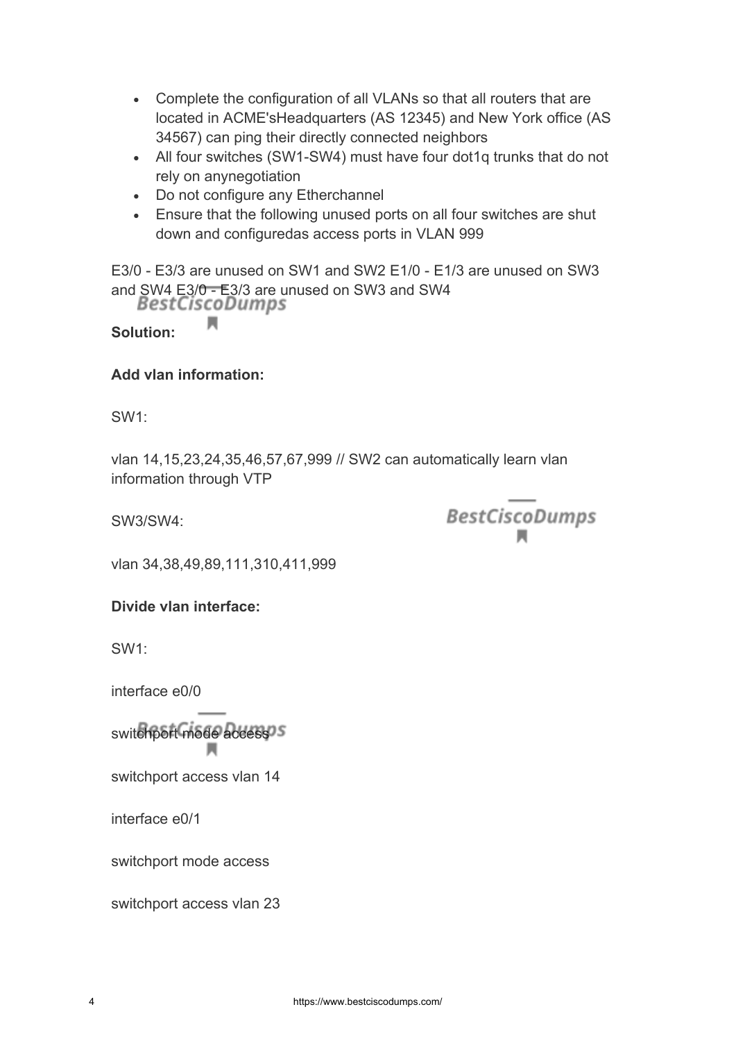- Complete the configuration of all VLANs so that all routers that are located in ACME'sHeadquarters (AS 12345) and New York office (AS 34567) can ping their directly connected neighbors
- All four switches (SW1-SW4) must have four dot1q trunks that do not rely on anynegotiation
- Do not configure any Etherchannel
- Ensure that the following unused ports on all four switches are shut down and configuredas access ports in VLAN 999

E3/0 - E3/3 are unused on SW1 and SW2 E1/0 - E1/3 are unused on SW3 and SW4 E3/0 - E3/3 are unused on SW3 and SW4

**Solution:**

**Add vlan information:**

SW1:

vlan 14,15,23,24,35,46,57,67,999 // SW2 can automatically learn vlan information through VTP

SW3/SW4:

vlan 34,38,49,89,111,310,411,999

**Divide vlan interface:**

SW1:

interface e0/0

switchport mode access

switchport access vlan 14

interface e0/1

switchport mode access

switchport access vlan 23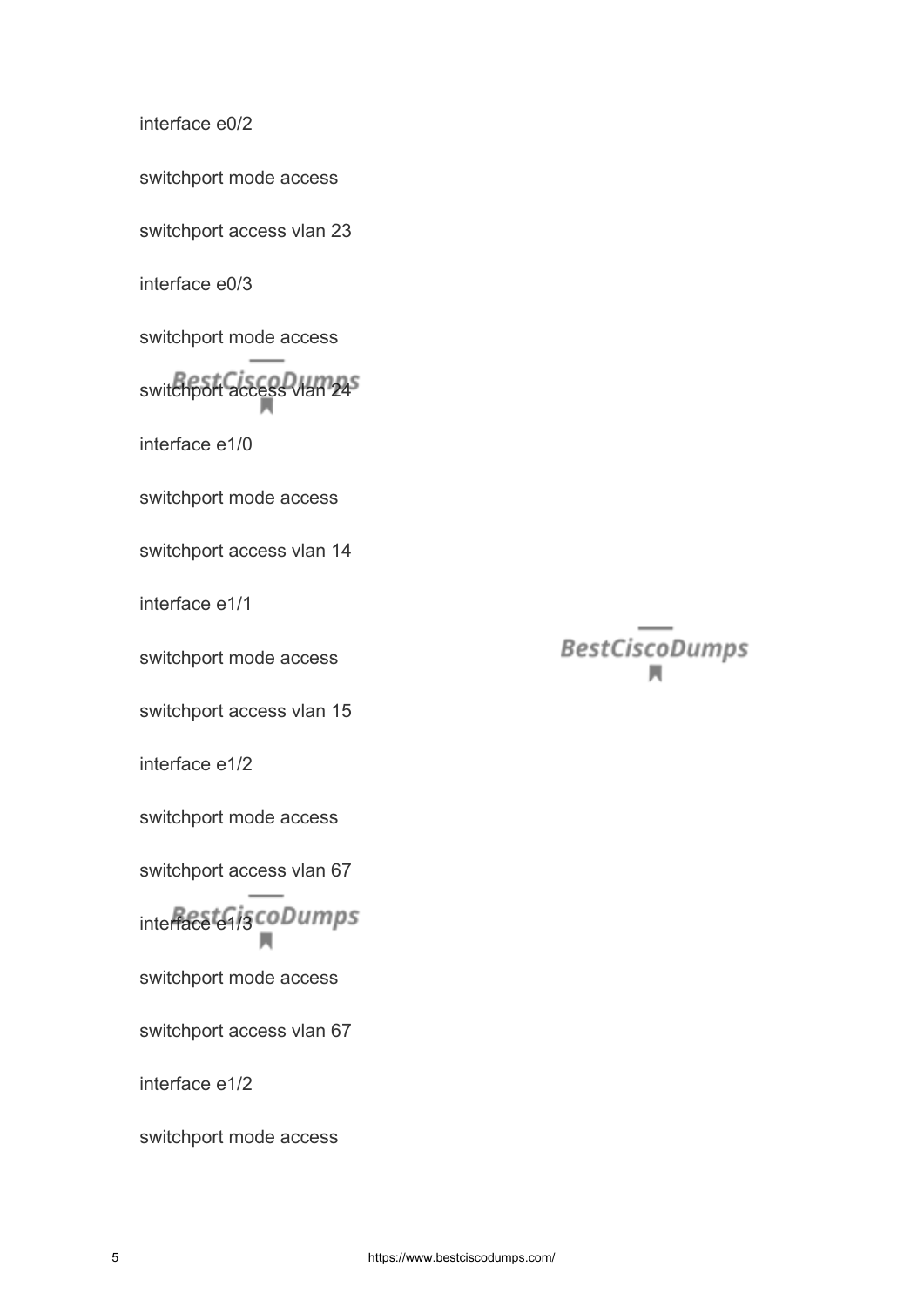```
interface e0/2
switchport mode access
switchport access vlan 23
interface e0/3
switchport mode access
switchport access vlan 24
interface e1/0
switchport mode access
switchport access vlan 14
interface e1/1
switchport mode access
switchport access vlan 15
interface e1/2
switchport mode access
switchport access vlan 67
interface e1/3
switchport mode access
switchport access vlan 67
interface e1/2
switchport mode access
```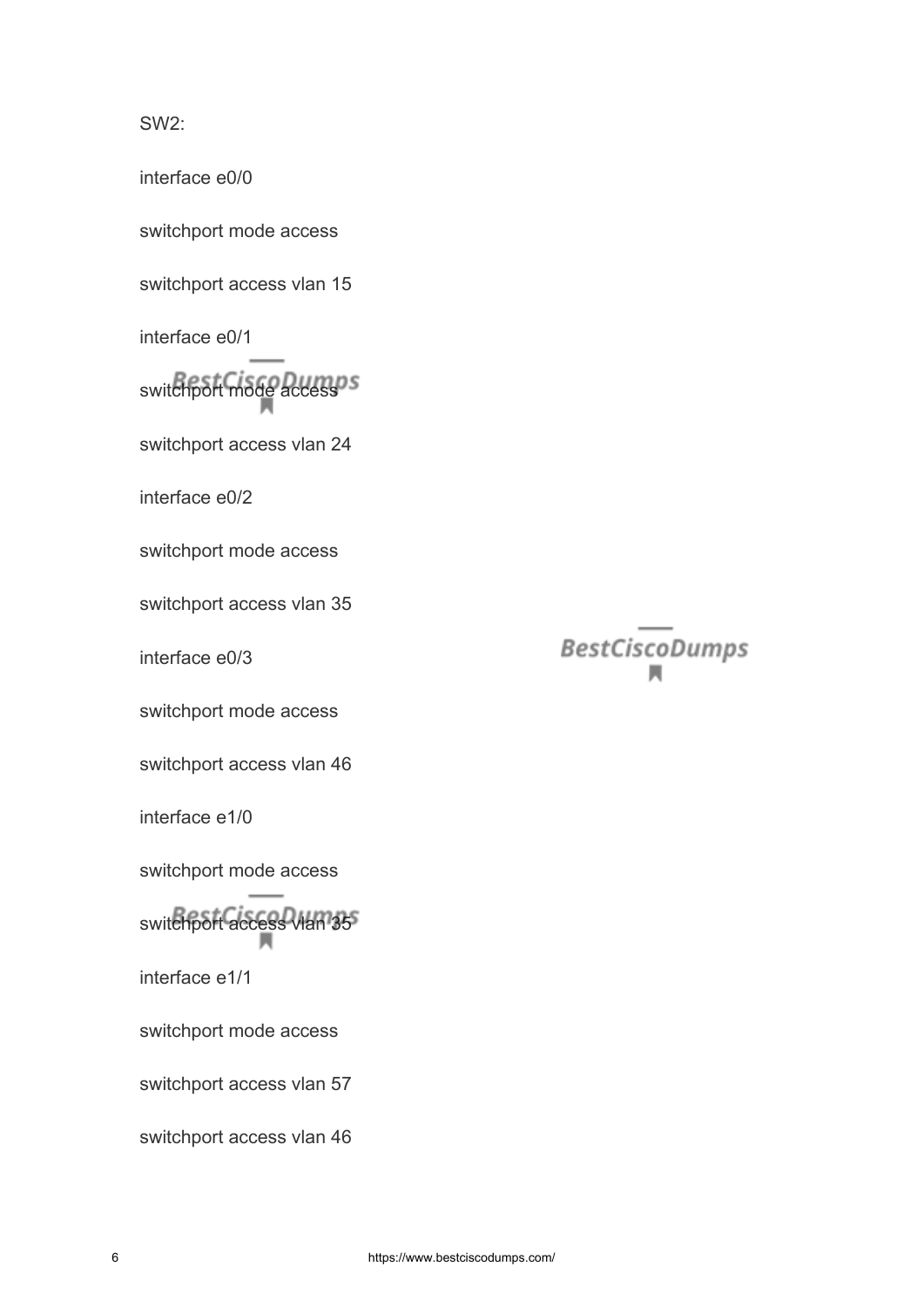SW2:

interface e0/0

switchport mode access

switchport access vlan 15

interface e0/1

switchport mode access

switchport access vlan 24

interface e0/2

switchport mode access

switchport access vlan 35

interface e0/3

switchport mode access

switchport access vlan 46

interface e1/0

switchport mode access

switchport access vlan 35

interface e1/1

switchport mode access

switchport access vlan 57

switchport access vlan 46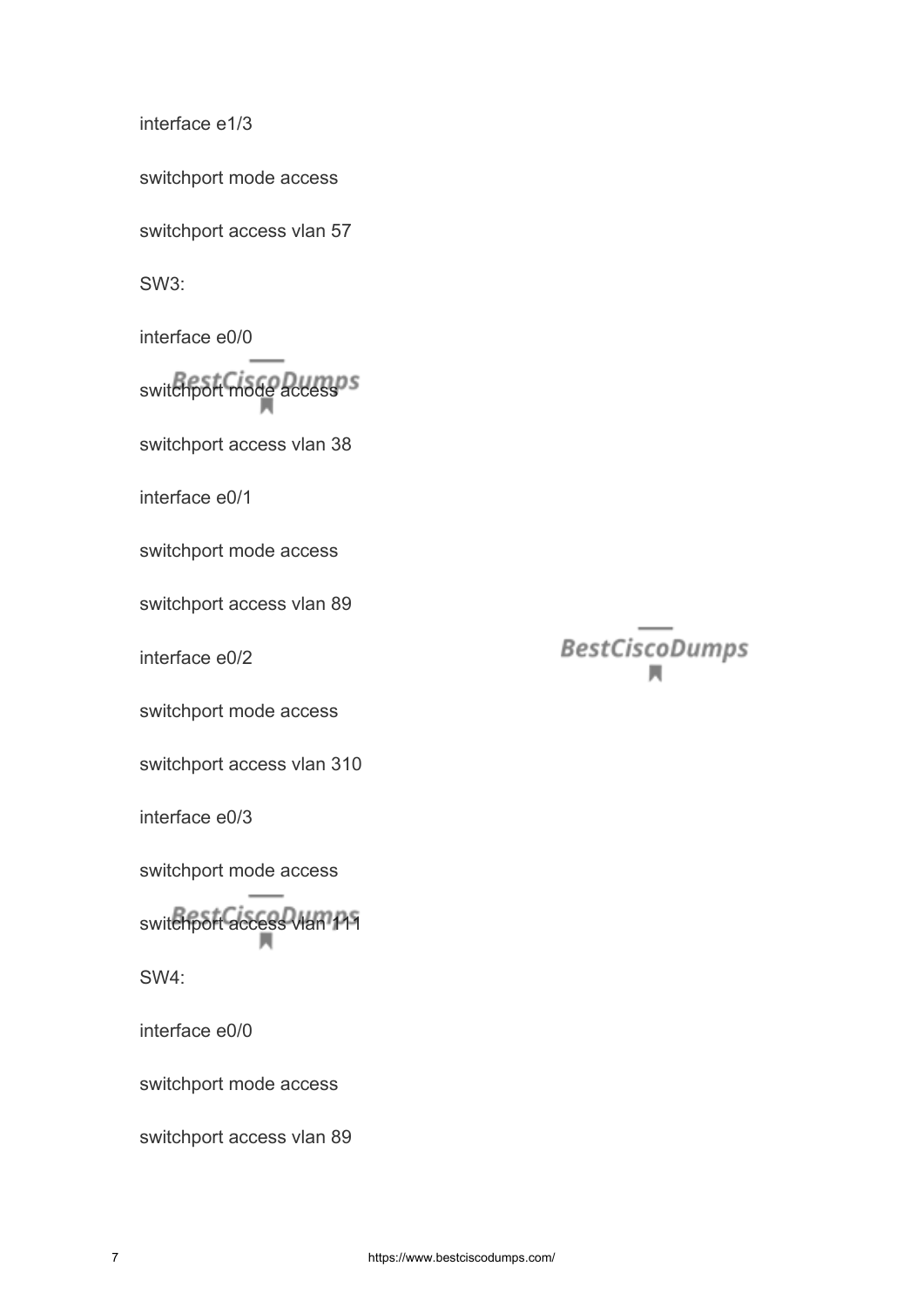interface e1/3

switchport mode access

switchport access vlan 57

SW3:

interface e0/0

switchport mode access

switchport access vlan 38

interface e0/1

switchport mode access

switchport access vlan 89

interface e0/2

switchport mode access

switchport access vlan 310

interface e0/3

switchport mode access

switchport access vlan 111

SW4:

interface e0/0

switchport mode access

switchport access vlan 89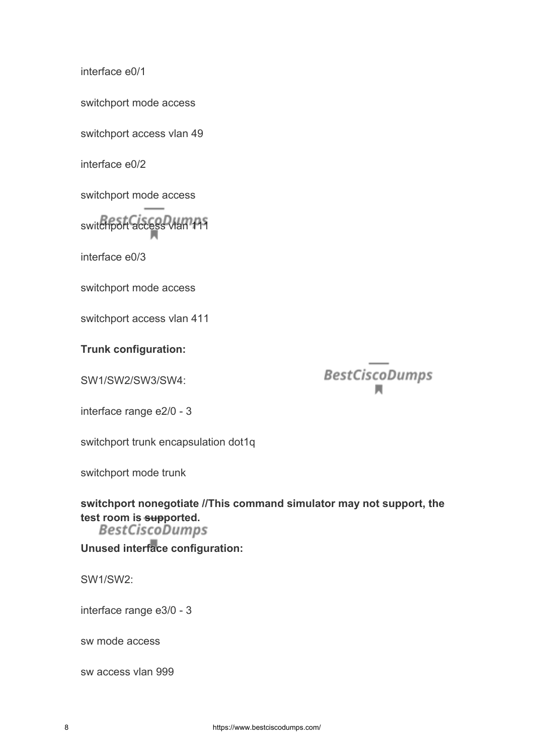interface e0/1

switchport mode access

switchport access vlan 49

interface e0/2

switchport mode access

switchport access vlan 111

interface e0/3

switchport mode access

switchport access vlan 411

**Trunk configuration:**

SW1/SW2/SW3/SW4:

interface range e2/0 - 3

switchport trunk encapsulation dot1q

switchport mode trunk

**switchport nonegotiate //This command simulator may not support, the test room is supported.**

**Unused interface configuration:**

SW1/SW2:

interface range e3/0 - 3

sw mode access

sw access vlan 999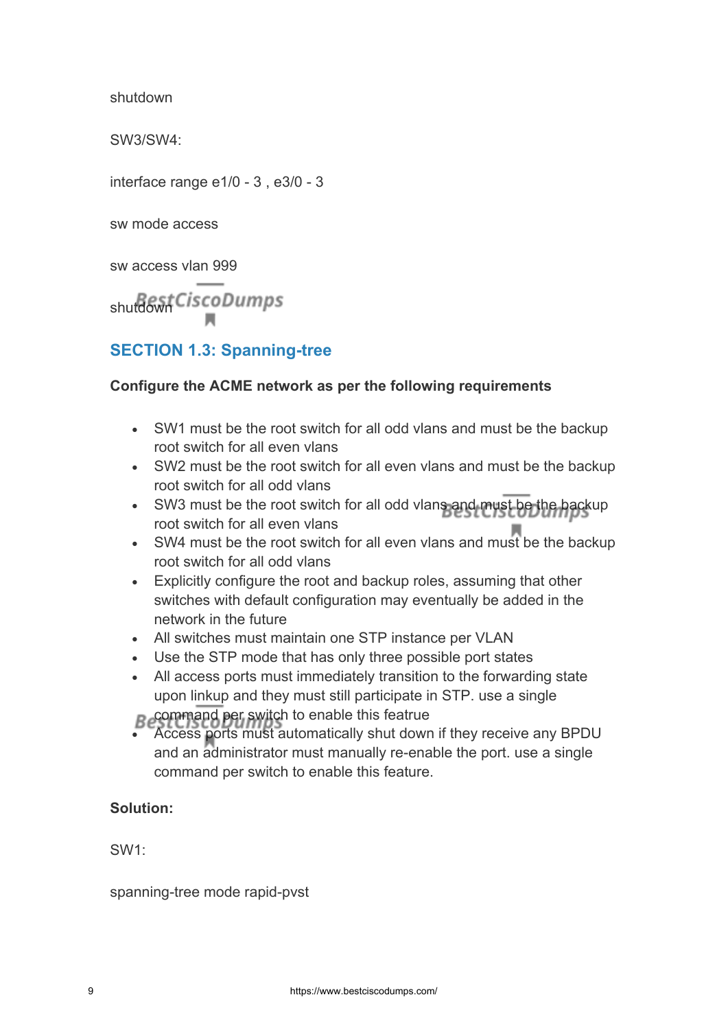shutdown

SW3/SW4:

interface range e1/0 - 3 , e3/0 - 3

sw mode access

sw access vlan 999

shutdown

## SECTION 1.3: Spanning-tree

**Configure the ACME network as per the following requirements**

- SW1 must be the root switch for all odd vlans and must be the backup root switch for all even vlans
- SW2 must be the root switch for all even vlans and must be the backup root switch for all odd vlans
- SW3 must be the root switch for all odd vlans and must be the backup root switch for all even vlans
- SW4 must be the root switch for all even vlans and must be the backup root switch for all odd vlans
- Explicitly configure the root and backup roles, assuming that other switches with default configuration may eventually be added in the network in the future
- All switches must maintain one STP instance per VLAN
- Use the STP mode that has only three possible port states
- All access ports must immediately transition to the forwarding state upon linkup and they must still participate in STP. use a single command per switch to enable this featrue
- Access ports must automatically shut down if they receive any BPDU and an administrator must manually re-enable the port. use a single command per switch to enable this feature.

**Solution:**

SW1:

spanning-tree mode rapid-pvst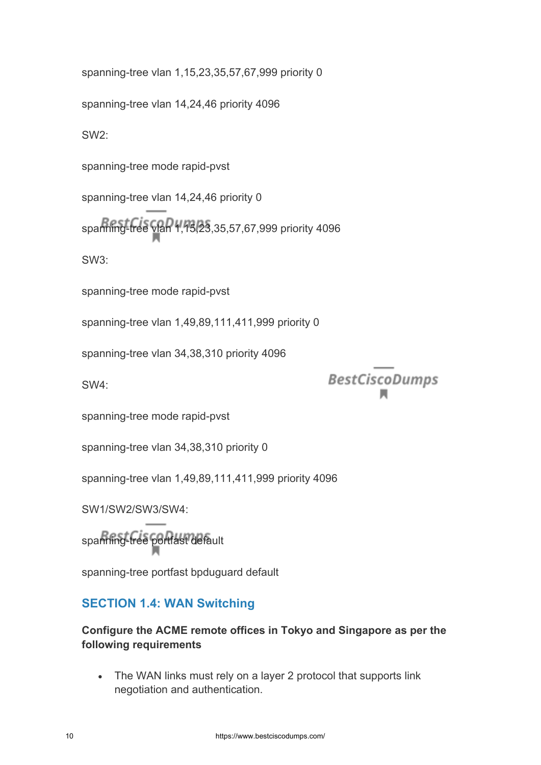spanning-tree vlan 1,15,23,35,57,67,999 priority 0

spanning-tree vlan 14,24,46 priority 4096

SW2:

spanning-tree mode rapid-pvst

spanning-tree vlan 14,24,46 priority 0

spanning-tree vlan 1,15,23,35,57,67,999 priority 4096

SW3:

spanning-tree mode rapid-pvst

spanning-tree vlan 1,49,89,111,411,999 priority 0

spanning-tree vlan 34,38,310 priority 4096

SW4:

spanning-tree mode rapid-pvst

spanning-tree vlan 34,38,310 priority 0

spanning-tree vlan 1,49,89,111,411,999 priority 4096

SW1/SW2/SW3/SW4:

spanning-tree portfast default

spanning-tree portfast bpduguard default

## SECTION 1.4: WAN Switching

**Configure the ACME remote offices in Tokyo and Singapore as per the following requirements**

- The WAN links must rely on a layer 2 protocol that supports link negotiation and authentication.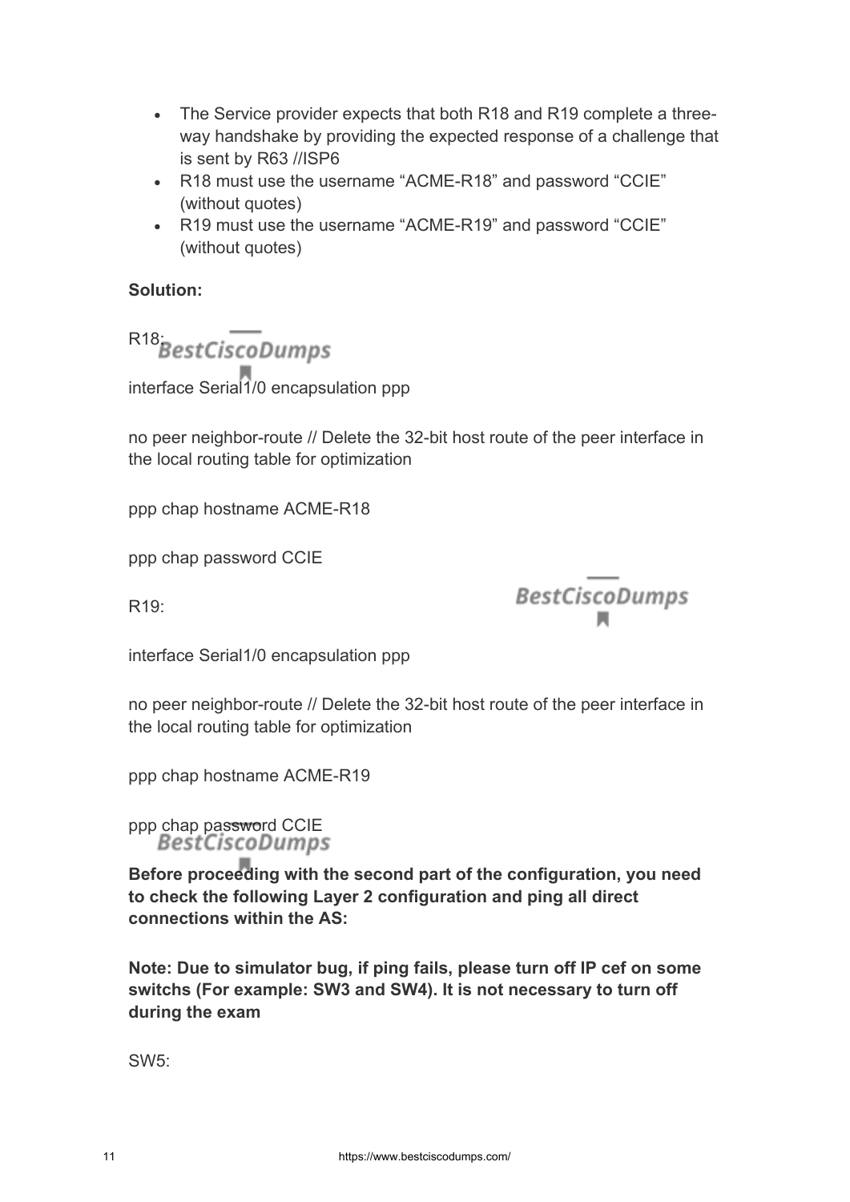- The Service provider expects that both R18 and R19 complete a three-way handshake by providing the expected response of a challenge that is sent by R63 //ISP6
- R18 must use the username “ACME-R18” and password “CCIE” (without quotes)
- R19 must use the username “ACME-R19” and password “CCIE” (without quotes)

**Solution:**

R18:

interface Serial1/0 encapsulation ppp

no peer neighbor-route // Delete the 32-bit host route of the peer interface in the local routing table for optimization

ppp chap hostname ACME-R18

ppp chap password CCIE

R19:

interface Serial1/0 encapsulation ppp

no peer neighbor-route // Delete the 32-bit host route of the peer interface in the local routing table for optimization

ppp chap hostname ACME-R19

ppp chap password CCIE

**Before proceeding with the second part of the configuration, you need to check the following Layer 2 configuration and ping all direct connections within the AS:**

**Note: Due to simulator bug, if ping fails, please turn off IP cef on some switchs (For example: SW3 and SW4). It is not necessary to turn off during the exam**

SW5: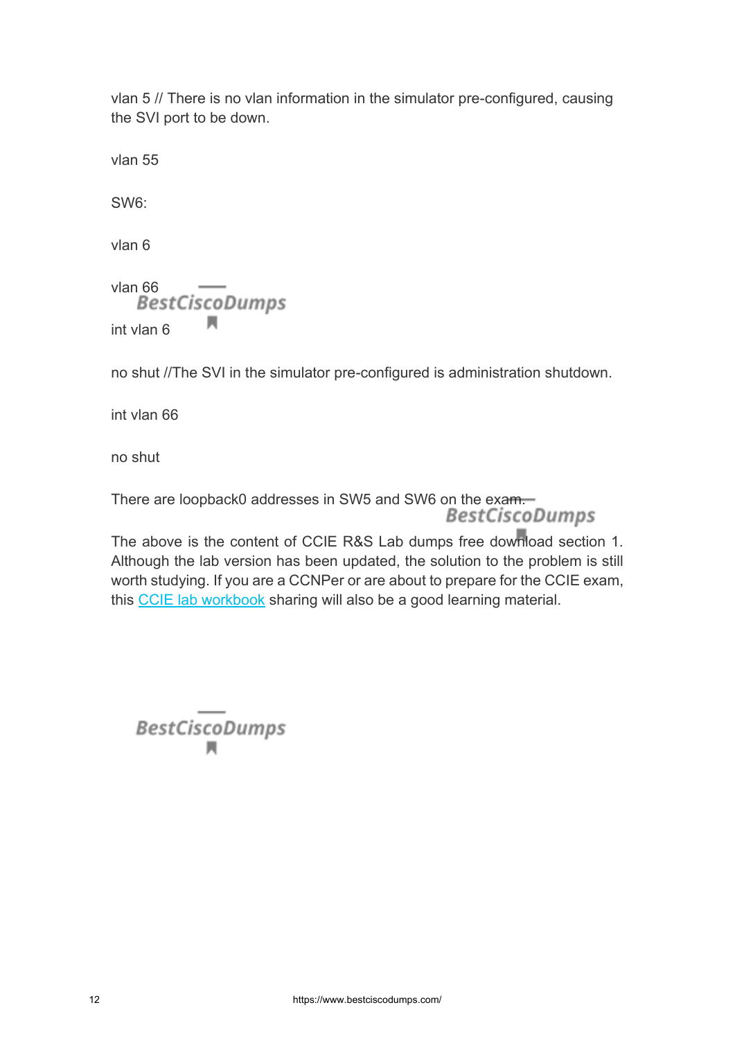vlan 5 // There is no vlan information in the simulator pre-configured, causing the SVI port to be down.

vlan 55

SW6:

vlan 6

vlan 66

int vlan 6

no shut //The SVI in the simulator pre-configured is administration shutdown.

int vlan 66

no shut

There are loopback0 addresses in SW5 and SW6 on the exam.

The above is the content of CCIE R&S Lab dumps free download section 1. Although the lab version has been updated, the solution to the problem is still worth studying. If you are a CCNPer or are about to prepare for the CCIE exam, this [CCIE lab workbook] sharing will also be a good learning material.